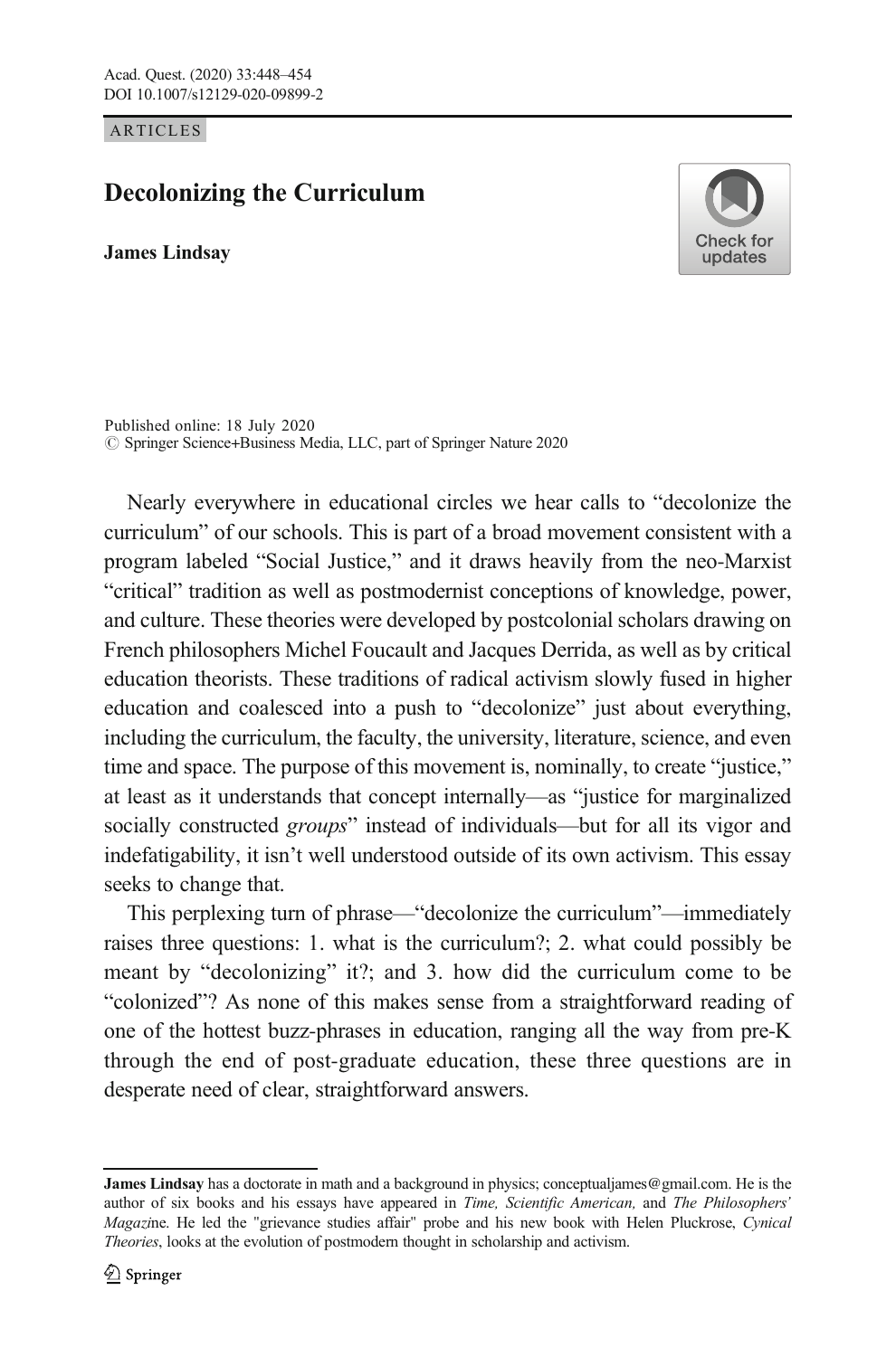ARTICLES

# Decolonizing the Curriculum

**James Lindsay**

Published online: 18 July 2020
© Springer Science+Business Media, LLC, part of Springer Nature 2020

Nearly everywhere in educational circles we hear calls to "decolonize the curriculum" of our schools. This is part of a broad movement consistent with a program labeled "Social Justice," and it draws heavily from the neo-Marxist "critical" tradition as well as postmodernist conceptions of knowledge, power, and culture. These theories were developed by postcolonial scholars drawing on French philosophers Michel Foucault and Jacques Derrida, as well as by critical education theorists. These traditions of radical activism slowly fused in higher education and coalesced into a push to "decolonize" just about everything, including the curriculum, the faculty, the university, literature, science, and even time and space. The purpose of this movement is, nominally, to create "justice," at least as it understands that concept internally—as "justice for marginalized socially constructed *groups*" instead of individuals—but for all its vigor and indefatigability, it isn't well understood outside of its own activism. This essay seeks to change that.

This perplexing turn of phrase—"decolonize the curriculum"—immediately raises three questions: 1. what is the curriculum?; 2. what could possibly be meant by "decolonizing" it?; and 3. how did the curriculum come to be "colonized"? As none of this makes sense from a straightforward reading of one of the hottest buzz-phrases in education, ranging all the way from pre-K through the end of post-graduate education, these three questions are in desperate need of clear, straightforward answers.

---

**James Lindsay** has a doctorate in math and a background in physics; conceptualjames@gmail.com. He is the author of six books and his essays have appeared in *Time, Scientific American,* and *The Philosophers' Magazi*ne. He led the "grievance studies affair" probe and his new book with Helen Pluckrose, *Cynical Theories*, looks at the evolution of postmodern thought in scholarship and activism.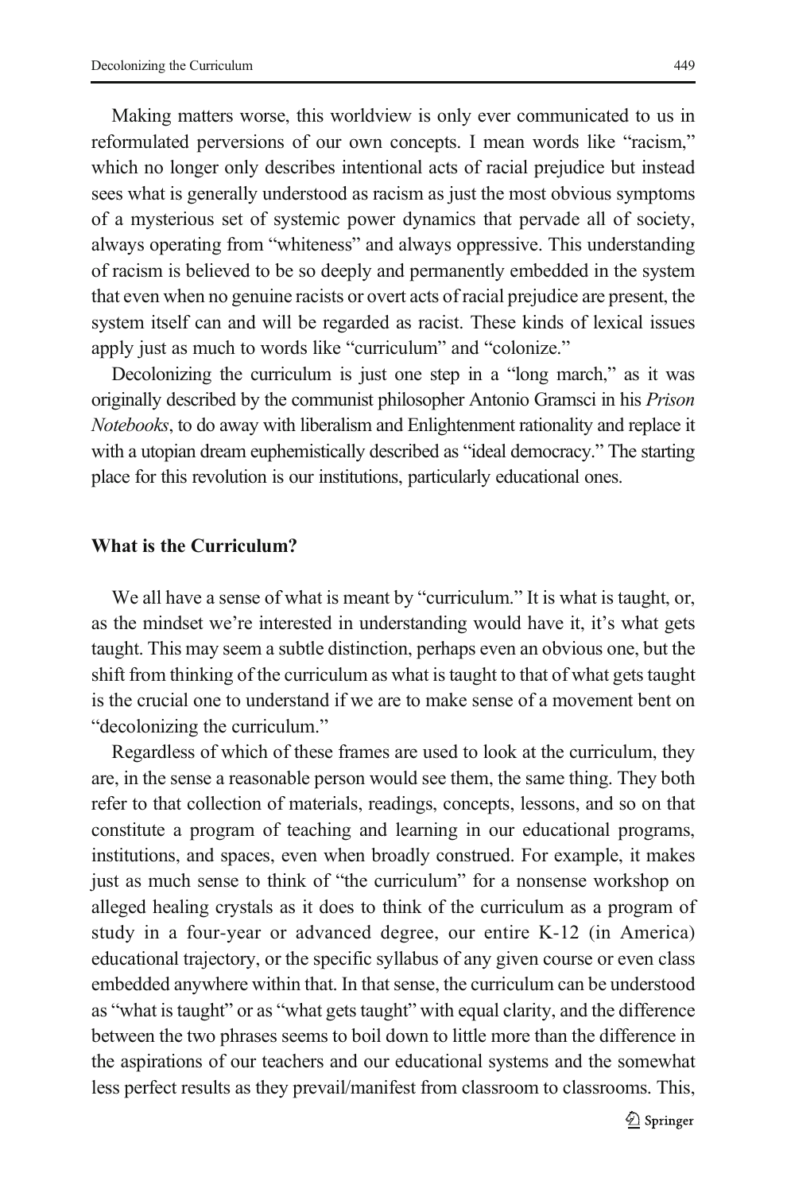Making matters worse, this worldview is only ever communicated to us in reformulated perversions of our own concepts. I mean words like "racism," which no longer only describes intentional acts of racial prejudice but instead sees what is generally understood as racism as just the most obvious symptoms of a mysterious set of systemic power dynamics that pervade all of society, always operating from "whiteness" and always oppressive. This understanding of racism is believed to be so deeply and permanently embedded in the system that even when no genuine racists or overt acts of racial prejudice are present, the system itself can and will be regarded as racist. These kinds of lexical issues apply just as much to words like "curriculum" and "colonize."

Decolonizing the curriculum is just one step in a "long march," as it was originally described by the communist philosopher Antonio Gramsci in his *Prison Notebooks*, to do away with liberalism and Enlightenment rationality and replace it with a utopian dream euphemistically described as "ideal democracy." The starting place for this revolution is our institutions, particularly educational ones.

## What is the Curriculum?

We all have a sense of what is meant by "curriculum." It is what is taught, or, as the mindset we're interested in understanding would have it, it's what gets taught. This may seem a subtle distinction, perhaps even an obvious one, but the shift from thinking of the curriculum as what is taught to that of what gets taught is the crucial one to understand if we are to make sense of a movement bent on "decolonizing the curriculum."

Regardless of which of these frames are used to look at the curriculum, they are, in the sense a reasonable person would see them, the same thing. They both refer to that collection of materials, readings, concepts, lessons, and so on that constitute a program of teaching and learning in our educational programs, institutions, and spaces, even when broadly construed. For example, it makes just as much sense to think of "the curriculum" for a nonsense workshop on alleged healing crystals as it does to think of the curriculum as a program of study in a four-year or advanced degree, our entire K-12 (in America) educational trajectory, or the specific syllabus of any given course or even class embedded anywhere within that. In that sense, the curriculum can be understood as "what is taught" or as "what gets taught" with equal clarity, and the difference between the two phrases seems to boil down to little more than the difference in the aspirations of our teachers and our educational systems and the somewhat less perfect results as they prevail/manifest from classroom to classrooms. This,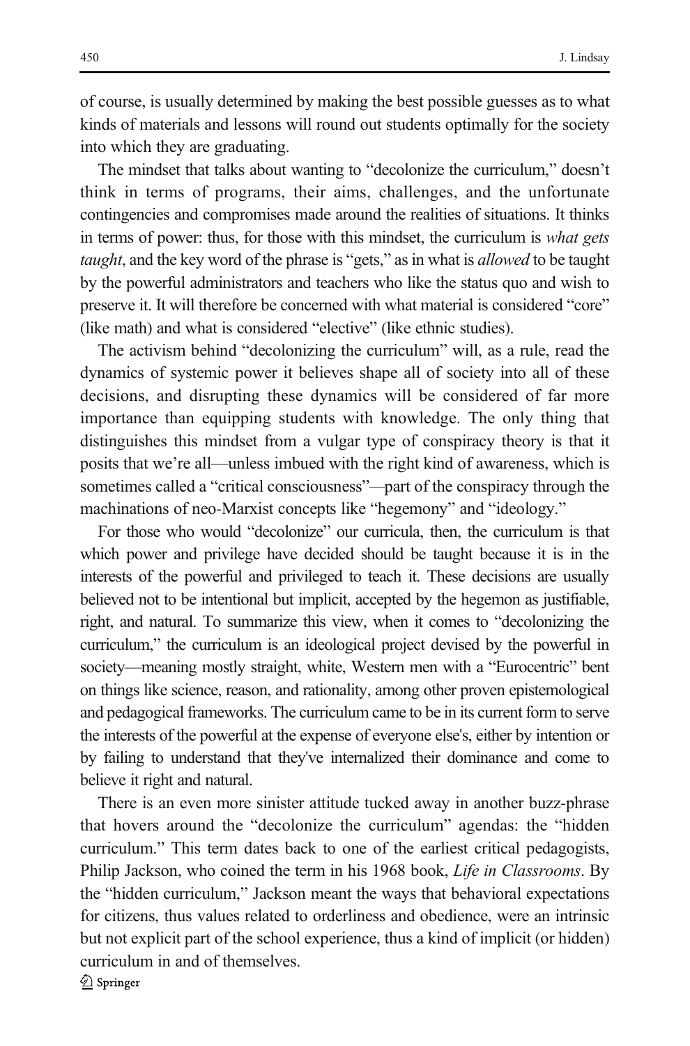of course, is usually determined by making the best possible guesses as to what kinds of materials and lessons will round out students optimally for the society into which they are graduating.

The mindset that talks about wanting to "decolonize the curriculum," doesn't think in terms of programs, their aims, challenges, and the unfortunate contingencies and compromises made around the realities of situations. It thinks in terms of power: thus, for those with this mindset, the curriculum is *what gets taught*, and the key word of the phrase is "gets," as in what is *allowed* to be taught by the powerful administrators and teachers who like the status quo and wish to preserve it. It will therefore be concerned with what material is considered "core" (like math) and what is considered "elective" (like ethnic studies).

The activism behind "decolonizing the curriculum" will, as a rule, read the dynamics of systemic power it believes shape all of society into all of these decisions, and disrupting these dynamics will be considered of far more importance than equipping students with knowledge. The only thing that distinguishes this mindset from a vulgar type of conspiracy theory is that it posits that we're all—unless imbued with the right kind of awareness, which is sometimes called a "critical consciousness"—part of the conspiracy through the machinations of neo-Marxist concepts like "hegemony" and "ideology."

For those who would "decolonize" our curricula, then, the curriculum is that which power and privilege have decided should be taught because it is in the interests of the powerful and privileged to teach it. These decisions are usually believed not to be intentional but implicit, accepted by the hegemon as justifiable, right, and natural. To summarize this view, when it comes to "decolonizing the curriculum," the curriculum is an ideological project devised by the powerful in society—meaning mostly straight, white, Western men with a "Eurocentric" bent on things like science, reason, and rationality, among other proven epistemological and pedagogical frameworks. The curriculum came to be in its current form to serve the interests of the powerful at the expense of everyone else's, either by intention or by failing to understand that they've internalized their dominance and come to believe it right and natural.

There is an even more sinister attitude tucked away in another buzz-phrase that hovers around the "decolonize the curriculum" agendas: the "hidden curriculum." This term dates back to one of the earliest critical pedagogists, Philip Jackson, who coined the term in his 1968 book, *Life in Classrooms*. By the "hidden curriculum," Jackson meant the ways that behavioral expectations for citizens, thus values related to orderliness and obedience, were an intrinsic but not explicit part of the school experience, thus a kind of implicit (or hidden) curriculum in and of themselves.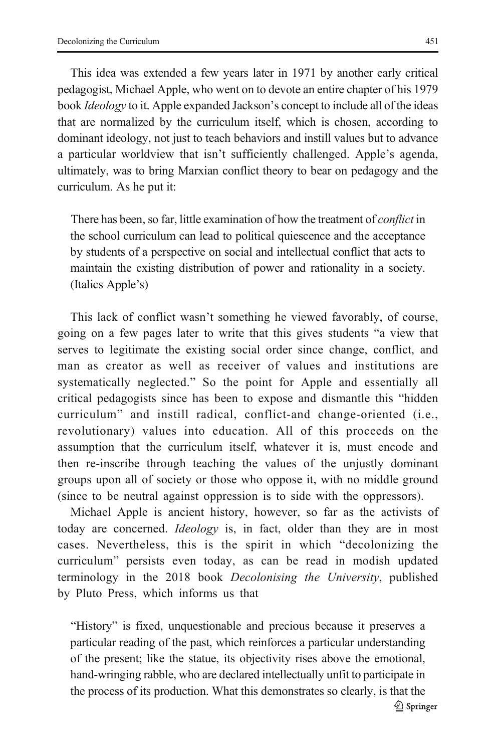This idea was extended a few years later in 1971 by another early critical pedagogist, Michael Apple, who went on to devote an entire chapter of his 1979 book *Ideology* to it. Apple expanded Jackson's concept to include all of the ideas that are normalized by the curriculum itself, which is chosen, according to dominant ideology, not just to teach behaviors and instill values but to advance a particular worldview that isn't sufficiently challenged. Apple's agenda, ultimately, was to bring Marxian conflict theory to bear on pedagogy and the curriculum. As he put it:

> There has been, so far, little examination of how the treatment of *conflict* in the school curriculum can lead to political quiescence and the acceptance by students of a perspective on social and intellectual conflict that acts to maintain the existing distribution of power and rationality in a society. (Italics Apple's)

This lack of conflict wasn't something he viewed favorably, of course, going on a few pages later to write that this gives students "a view that serves to legitimate the existing social order since change, conflict, and man as creator as well as receiver of values and institutions are systematically neglected." So the point for Apple and essentially all critical pedagogists since has been to expose and dismantle this "hidden curriculum" and instill radical, conflict-and change-oriented (i.e., revolutionary) values into education. All of this proceeds on the assumption that the curriculum itself, whatever it is, must encode and then re-inscribe through teaching the values of the unjustly dominant groups upon all of society or those who oppose it, with no middle ground (since to be neutral against oppression is to side with the oppressors).

Michael Apple is ancient history, however, so far as the activists of today are concerned. *Ideology* is, in fact, older than they are in most cases. Nevertheless, this is the spirit in which "decolonizing the curriculum" persists even today, as can be read in modish updated terminology in the 2018 book *Decolonising the University*, published by Pluto Press, which informs us that

> "History" is fixed, unquestionable and precious because it preserves a particular reading of the past, which reinforces a particular understanding of the present; like the statue, its objectivity rises above the emotional, hand-wringing rabble, who are declared intellectually unfit to participate in the process of its production. What this demonstrates so clearly, is that the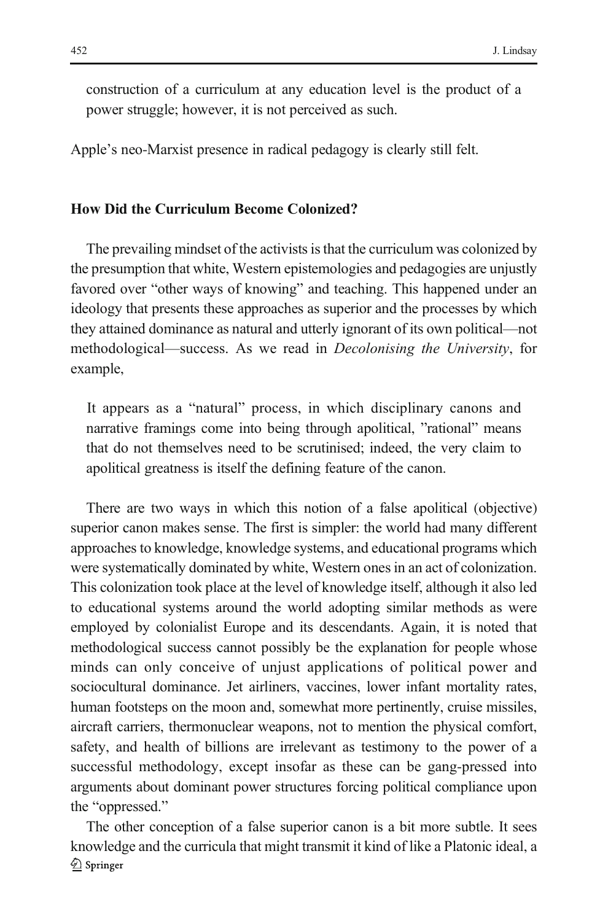construction of a curriculum at any education level is the product of a power struggle; however, it is not perceived as such.

Apple's neo-Marxist presence in radical pedagogy is clearly still felt.

### How Did the Curriculum Become Colonized?

The prevailing mindset of the activists is that the curriculum was colonized by the presumption that white, Western epistemologies and pedagogies are unjustly favored over "other ways of knowing" and teaching. This happened under an ideology that presents these approaches as superior and the processes by which they attained dominance as natural and utterly ignorant of its own political—not methodological—success. As we read in *Decolonising the University*, for example,

> It appears as a "natural" process, in which disciplinary canons and narrative framings come into being through apolitical, "rational" means that do not themselves need to be scrutinised; indeed, the very claim to apolitical greatness is itself the defining feature of the canon.

There are two ways in which this notion of a false apolitical (objective) superior canon makes sense. The first is simpler: the world had many different approaches to knowledge, knowledge systems, and educational programs which were systematically dominated by white, Western ones in an act of colonization. This colonization took place at the level of knowledge itself, although it also led to educational systems around the world adopting similar methods as were employed by colonialist Europe and its descendants. Again, it is noted that methodological success cannot possibly be the explanation for people whose minds can only conceive of unjust applications of political power and sociocultural dominance. Jet airliners, vaccines, lower infant mortality rates, human footsteps on the moon and, somewhat more pertinently, cruise missiles, aircraft carriers, thermonuclear weapons, not to mention the physical comfort, safety, and health of billions are irrelevant as testimony to the power of a successful methodology, except insofar as these can be gang-pressed into arguments about dominant power structures forcing political compliance upon the "oppressed."

The other conception of a false superior canon is a bit more subtle. It sees knowledge and the curricula that might transmit it kind of like a Platonic ideal, a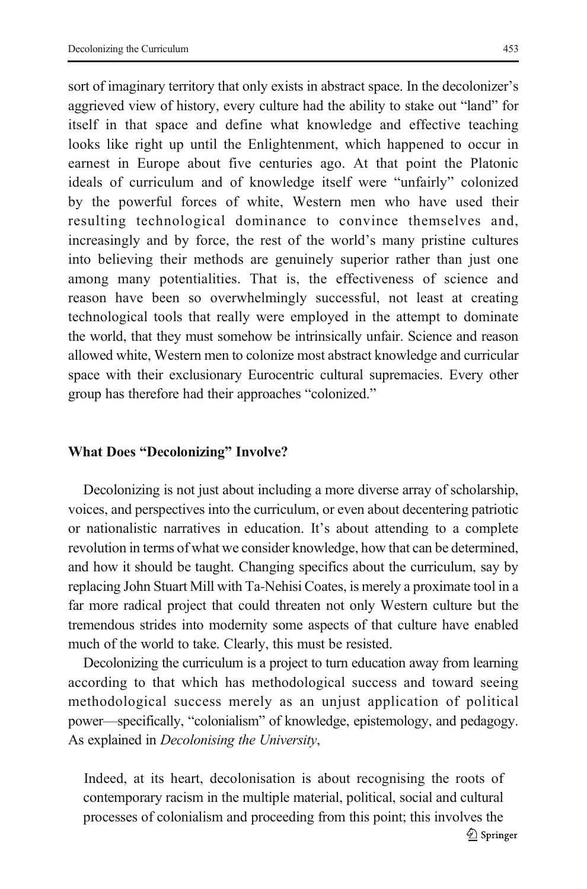sort of imaginary territory that only exists in abstract space. In the decolonizer's aggrieved view of history, every culture had the ability to stake out "land" for itself in that space and define what knowledge and effective teaching looks like right up until the Enlightenment, which happened to occur in earnest in Europe about five centuries ago. At that point the Platonic ideals of curriculum and of knowledge itself were "unfairly" colonized by the powerful forces of white, Western men who have used their resulting technological dominance to convince themselves and, increasingly and by force, the rest of the world's many pristine cultures into believing their methods are genuinely superior rather than just one among many potentialities. That is, the effectiveness of science and reason have been so overwhelmingly successful, not least at creating technological tools that really were employed in the attempt to dominate the world, that they must somehow be intrinsically unfair. Science and reason allowed white, Western men to colonize most abstract knowledge and curricular space with their exclusionary Eurocentric cultural supremacies. Every other group has therefore had their approaches "colonized."

## What Does "Decolonizing" Involve?

Decolonizing is not just about including a more diverse array of scholarship, voices, and perspectives into the curriculum, or even about decentering patriotic or nationalistic narratives in education. It's about attending to a complete revolution in terms of what we consider knowledge, how that can be determined, and how it should be taught. Changing specifics about the curriculum, say by replacing John Stuart Mill with Ta-Nehisi Coates, is merely a proximate tool in a far more radical project that could threaten not only Western culture but the tremendous strides into modernity some aspects of that culture have enabled much of the world to take. Clearly, this must be resisted.

Decolonizing the curriculum is a project to turn education away from learning according to that which has methodological success and toward seeing methodological success merely as an unjust application of political power—specifically, "colonialism" of knowledge, epistemology, and pedagogy. As explained in *Decolonising the University*,

> Indeed, at its heart, decolonisation is about recognising the roots of contemporary racism in the multiple material, political, social and cultural processes of colonialism and proceeding from this point; this involves the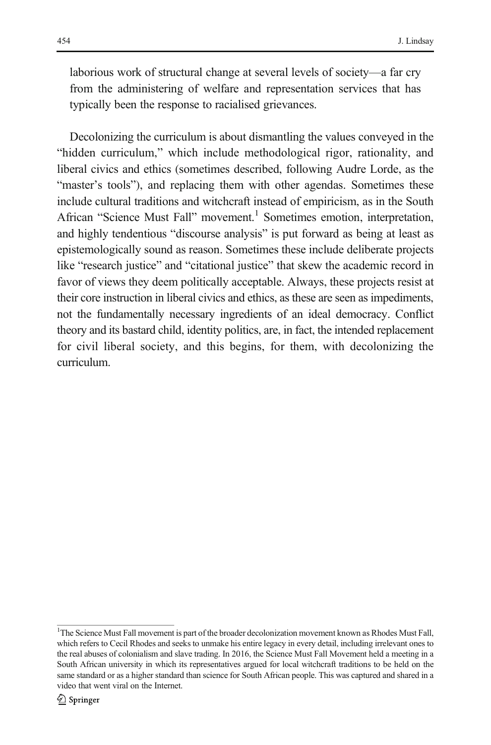laborious work of structural change at several levels of society—a far cry from the administering of welfare and representation services that has typically been the response to racialised grievances.

Decolonizing the curriculum is about dismantling the values conveyed in the "hidden curriculum," which include methodological rigor, rationality, and liberal civics and ethics (sometimes described, following Audre Lorde, as the "master's tools"), and replacing them with other agendas. Sometimes these include cultural traditions and witchcraft instead of empiricism, as in the South African "Science Must Fall" movement.[1] Sometimes emotion, interpretation, and highly tendentious "discourse analysis" is put forward as being at least as epistemologically sound as reason. Sometimes these include deliberate projects like "research justice" and "citational justice" that skew the academic record in favor of views they deem politically acceptable. Always, these projects resist at their core instruction in liberal civics and ethics, as these are seen as impediments, not the fundamentally necessary ingredients of an ideal democracy. Conflict theory and its bastard child, identity politics, are, in fact, the intended replacement for civil liberal society, and this begins, for them, with decolonizing the curriculum.

---

[1] The Science Must Fall movement is part of the broader decolonization movement known as Rhodes Must Fall, which refers to Cecil Rhodes and seeks to unmake his entire legacy in every detail, including irrelevant ones to the real abuses of colonialism and slave trading. In 2016, the Science Must Fall Movement held a meeting in a South African university in which its representatives argued for local witchcraft traditions to be held on the same standard or as a higher standard than science for South African people. This was captured and shared in a video that went viral on the Internet.